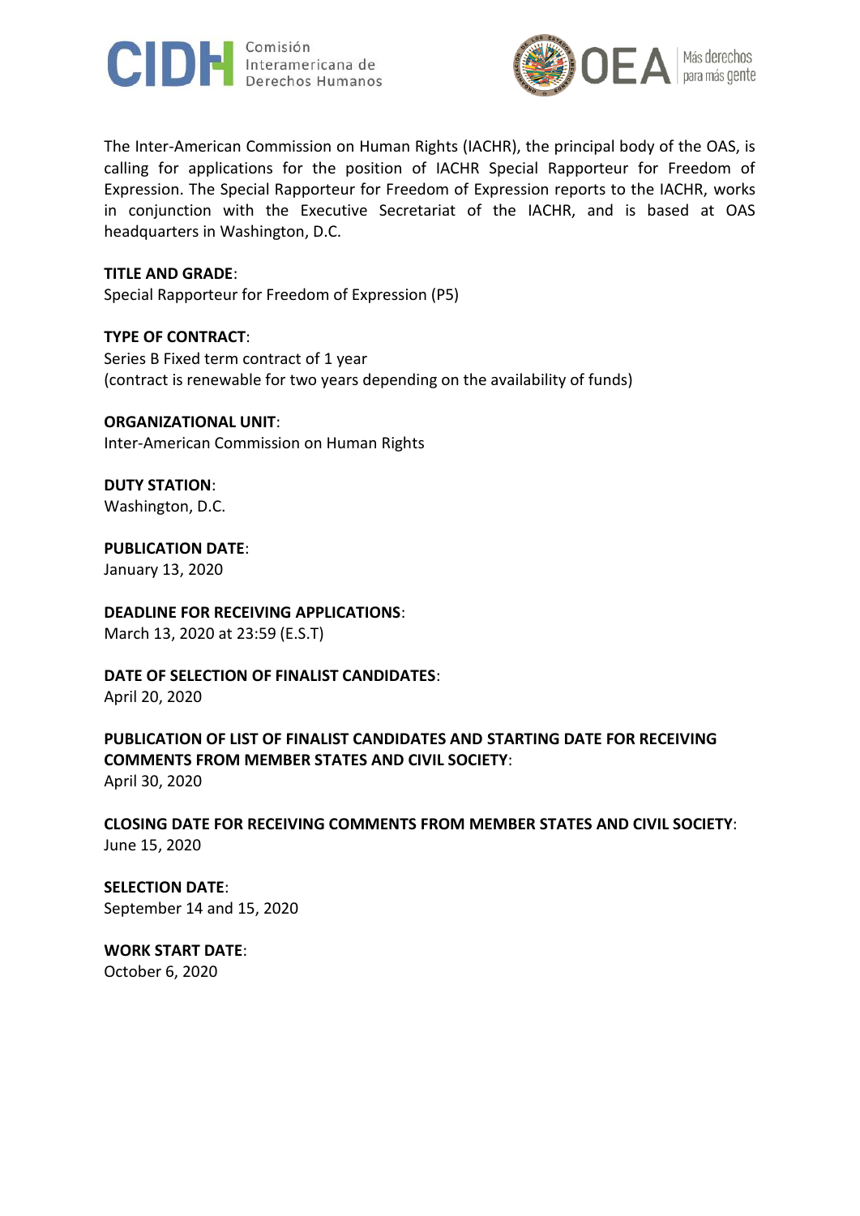The Inter-American Commission on Human Rights (IACHR), the principal body of the OAS, is calling for applications for the position of IACHR Special Rapporteur for Freedom of Expression. The Special Rapporteur for Freedom of Expression reports to the IACHR, works in conjunction with the Executive Secretariat of the IACHR, and is based at OAS headquarters in Washington, D.C.

**TITLE AND GRADE**:
Special Rapporteur for Freedom of Expression (P5)

**TYPE OF CONTRACT**:
Series B Fixed term contract of 1 year
(contract is renewable for two years depending on the availability of funds)

**ORGANIZATIONAL UNIT**:
Inter-American Commission on Human Rights

**DUTY STATION**:
Washington, D.C.

**PUBLICATION DATE**:
January 13, 2020

**DEADLINE FOR RECEIVING APPLICATIONS**:
March 13, 2020 at 23:59 (E.S.T)

**DATE OF SELECTION OF FINALIST CANDIDATES**:
April 20, 2020

**PUBLICATION OF LIST OF FINALIST CANDIDATES AND STARTING DATE FOR RECEIVING COMMENTS FROM MEMBER STATES AND CIVIL SOCIETY**:
April 30, 2020

**CLOSING DATE FOR RECEIVING COMMENTS FROM MEMBER STATES AND CIVIL SOCIETY**:
June 15, 2020

**SELECTION DATE**:
September 14 and 15, 2020

**WORK START DATE**:
October 6, 2020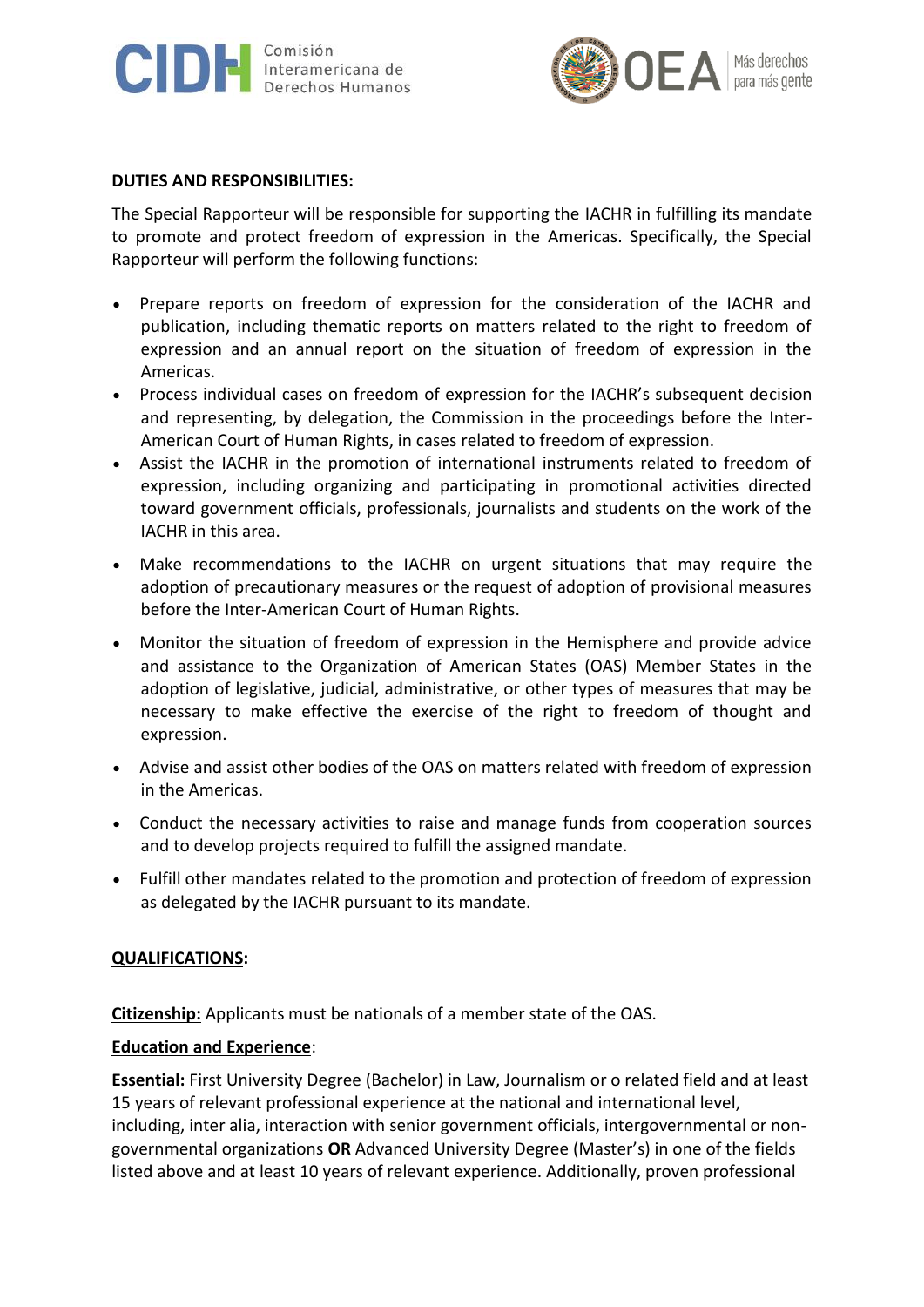**DUTIES AND RESPONSIBILITIES:**

The Special Rapporteur will be responsible for supporting the IACHR in fulfilling its mandate to promote and protect freedom of expression in the Americas. Specifically, the Special Rapporteur will perform the following functions:

- Prepare reports on freedom of expression for the consideration of the IACHR and publication, including thematic reports on matters related to the right to freedom of expression and an annual report on the situation of freedom of expression in the Americas.
- Process individual cases on freedom of expression for the IACHR's subsequent decision and representing, by delegation, the Commission in the proceedings before the Inter-American Court of Human Rights, in cases related to freedom of expression.
- Assist the IACHR in the promotion of international instruments related to freedom of expression, including organizing and participating in promotional activities directed toward government officials, professionals, journalists and students on the work of the IACHR in this area.
- Make recommendations to the IACHR on urgent situations that may require the adoption of precautionary measures or the request of adoption of provisional measures before the Inter-American Court of Human Rights.
- Monitor the situation of freedom of expression in the Hemisphere and provide advice and assistance to the Organization of American States (OAS) Member States in the adoption of legislative, judicial, administrative, or other types of measures that may be necessary to make effective the exercise of the right to freedom of thought and expression.
- Advise and assist other bodies of the OAS on matters related with freedom of expression in the Americas.
- Conduct the necessary activities to raise and manage funds from cooperation sources and to develop projects required to fulfill the assigned mandate.
- Fulfill other mandates related to the promotion and protection of freedom of expression as delegated by the IACHR pursuant to its mandate.

**QUALIFICATIONS:**

**Citizenship:** Applicants must be nationals of a member state of the OAS.

**Education and Experience**:

**Essential:** First University Degree (Bachelor) in Law, Journalism or o related field and at least 15 years of relevant professional experience at the national and international level, including, inter alia, interaction with senior government officials, intergovernmental or non-governmental organizations **OR** Advanced University Degree (Master's) in one of the fields listed above and at least 10 years of relevant experience. Additionally, proven professional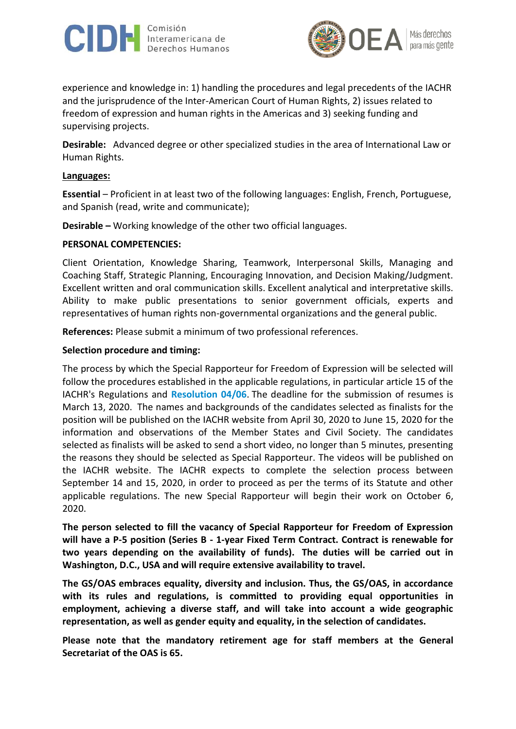experience and knowledge in: 1) handling the procedures and legal precedents of the IACHR and the jurisprudence of the Inter-American Court of Human Rights, 2) issues related to freedom of expression and human rights in the Americas and 3) seeking funding and supervising projects.

**Desirable:** Advanced degree or other specialized studies in the area of International Law or Human Rights.

**Languages:**

**Essential** – Proficient in at least two of the following languages: English, French, Portuguese, and Spanish (read, write and communicate);

**Desirable –** Working knowledge of the other two official languages.

**PERSONAL COMPETENCIES:**

Client Orientation, Knowledge Sharing, Teamwork, Interpersonal Skills, Managing and Coaching Staff, Strategic Planning, Encouraging Innovation, and Decision Making/Judgment. Excellent written and oral communication skills. Excellent analytical and interpretative skills. Ability to make public presentations to senior government officials, experts and representatives of human rights non-governmental organizations and the general public.

**References:** Please submit a minimum of two professional references.

**Selection procedure and timing:**

The process by which the Special Rapporteur for Freedom of Expression will be selected will follow the procedures established in the applicable regulations, in particular article 15 of the IACHR's Regulations and Resolution 04/06. The deadline for the submission of resumes is March 13, 2020. The names and backgrounds of the candidates selected as finalists for the position will be published on the IACHR website from April 30, 2020 to June 15, 2020 for the information and observations of the Member States and Civil Society. The candidates selected as finalists will be asked to send a short video, no longer than 5 minutes, presenting the reasons they should be selected as Special Rapporteur. The videos will be published on the IACHR website. The IACHR expects to complete the selection process between September 14 and 15, 2020, in order to proceed as per the terms of its Statute and other applicable regulations. The new Special Rapporteur will begin their work on October 6, 2020.

**The person selected to fill the vacancy of Special Rapporteur for Freedom of Expression will have a P-5 position (Series B - 1-year Fixed Term Contract. Contract is renewable for two years depending on the availability of funds). The duties will be carried out in Washington, D.C., USA and will require extensive availability to travel.**

**The GS/OAS embraces equality, diversity and inclusion. Thus, the GS/OAS, in accordance with its rules and regulations, is committed to providing equal opportunities in employment, achieving a diverse staff, and will take into account a wide geographic representation, as well as gender equity and equality, in the selection of candidates.**

**Please note that the mandatory retirement age for staff members at the General Secretariat of the OAS is 65.**